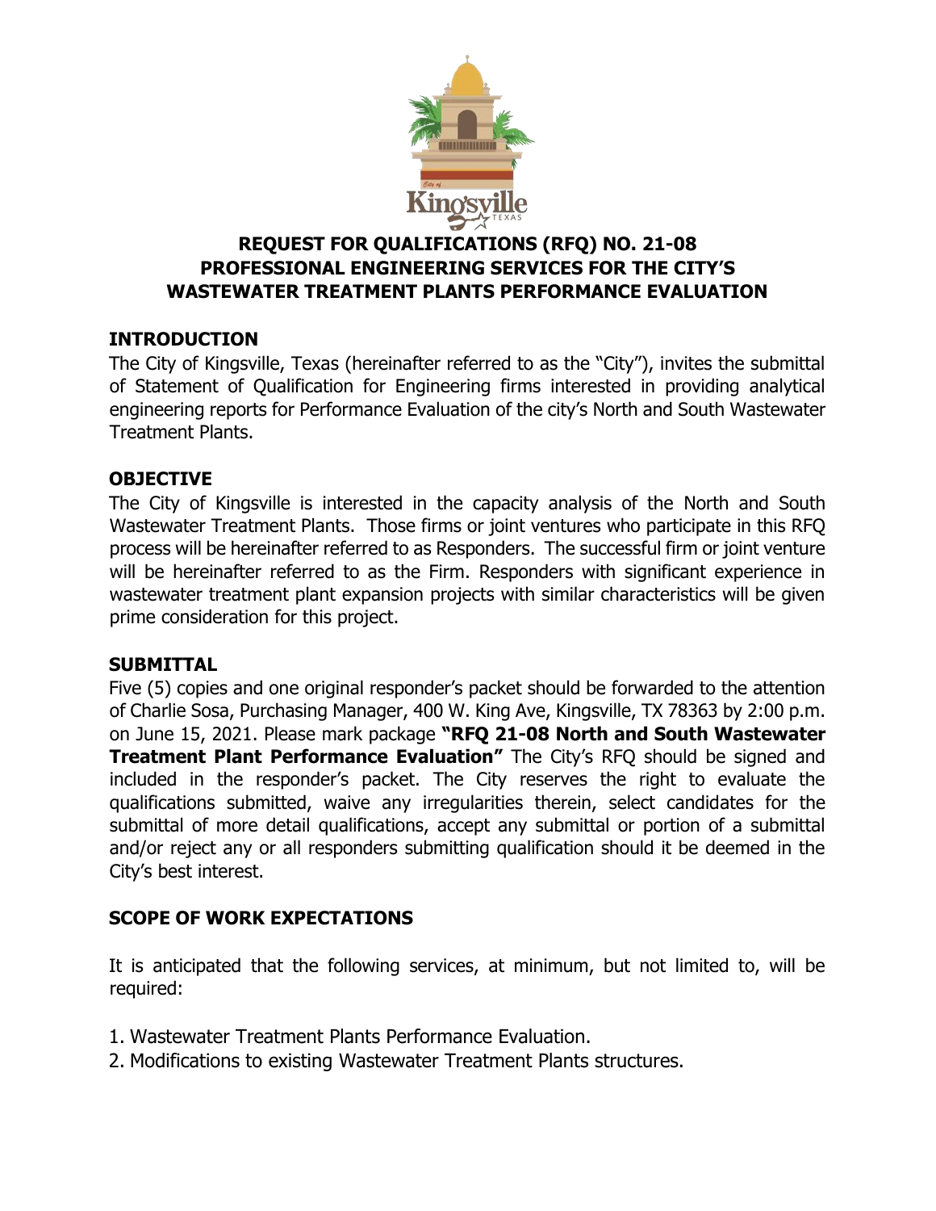# REQUEST FOR QUALIFICATIONS (RFQ) NO. 21-08
# PROFESSIONAL ENGINEERING SERVICES FOR THE CITY'S WASTEWATER TREATMENT PLANTS PERFORMANCE EVALUATION

## INTRODUCTION

The City of Kingsville, Texas (hereinafter referred to as the "City"), invites the submittal of Statement of Qualification for Engineering firms interested in providing analytical engineering reports for Performance Evaluation of the city's North and South Wastewater Treatment Plants.

## OBJECTIVE

The City of Kingsville is interested in the capacity analysis of the North and South Wastewater Treatment Plants. Those firms or joint ventures who participate in this RFQ process will be hereinafter referred to as Responders. The successful firm or joint venture will be hereinafter referred to as the Firm. Responders with significant experience in wastewater treatment plant expansion projects with similar characteristics will be given prime consideration for this project.

## SUBMITTAL

Five (5) copies and one original responder's packet should be forwarded to the attention of Charlie Sosa, Purchasing Manager, 400 W. King Ave, Kingsville, TX 78363 by 2:00 p.m. on June 15, 2021. Please mark package **"RFQ 21-08 North and South Wastewater Treatment Plant Performance Evaluation"** The City's RFQ should be signed and included in the responder's packet. The City reserves the right to evaluate the qualifications submitted, waive any irregularities therein, select candidates for the submittal of more detail qualifications, accept any submittal or portion of a submittal and/or reject any or all responders submitting qualification should it be deemed in the City's best interest.

## SCOPE OF WORK EXPECTATIONS

It is anticipated that the following services, at minimum, but not limited to, will be required:

1. Wastewater Treatment Plants Performance Evaluation.
2. Modifications to existing Wastewater Treatment Plants structures.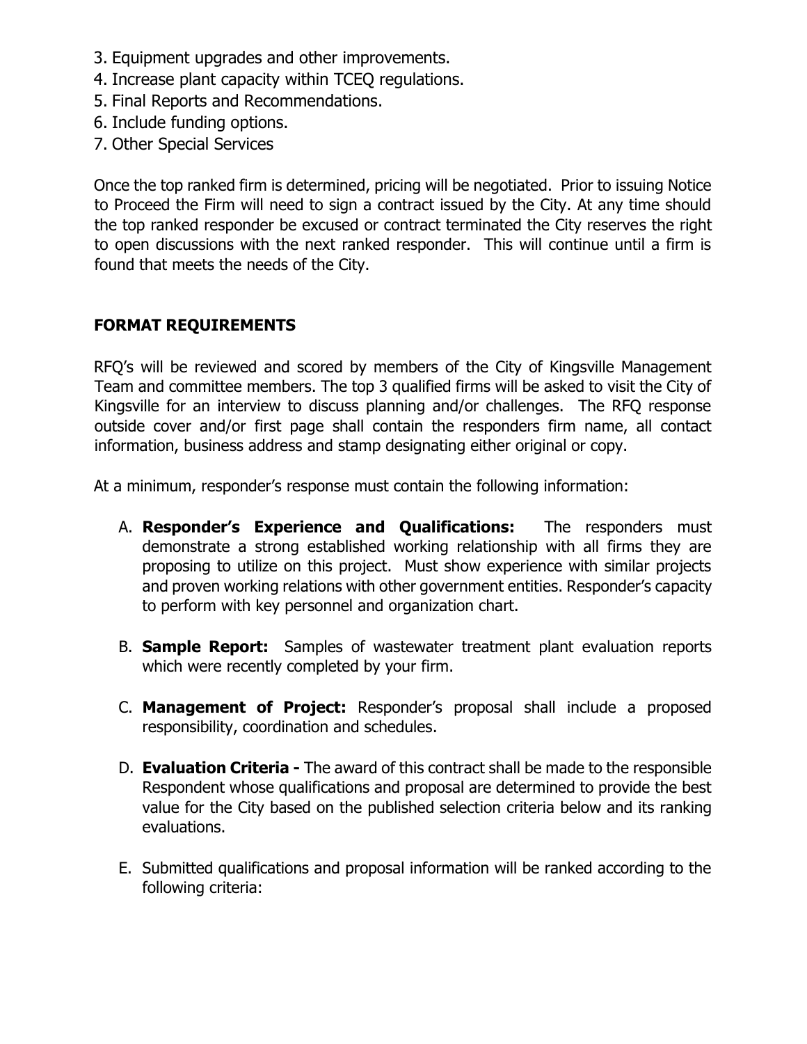3. Equipment upgrades and other improvements.
4. Increase plant capacity within TCEQ regulations.
5. Final Reports and Recommendations.
6. Include funding options.
7. Other Special Services

Once the top ranked firm is determined, pricing will be negotiated. Prior to issuing Notice to Proceed the Firm will need to sign a contract issued by the City. At any time should the top ranked responder be excused or contract terminated the City reserves the right to open discussions with the next ranked responder. This will continue until a firm is found that meets the needs of the City.

## FORMAT REQUIREMENTS

RFQ's will be reviewed and scored by members of the City of Kingsville Management Team and committee members. The top 3 qualified firms will be asked to visit the City of Kingsville for an interview to discuss planning and/or challenges. The RFQ response outside cover and/or first page shall contain the responders firm name, all contact information, business address and stamp designating either original or copy.

At a minimum, responder's response must contain the following information:

A. **Responder's Experience and Qualifications:** The responders must demonstrate a strong established working relationship with all firms they are proposing to utilize on this project. Must show experience with similar projects and proven working relations with other government entities. Responder's capacity to perform with key personnel and organization chart.

B. **Sample Report:** Samples of wastewater treatment plant evaluation reports which were recently completed by your firm.

C. **Management of Project:** Responder's proposal shall include a proposed responsibility, coordination and schedules.

D. **Evaluation Criteria -** The award of this contract shall be made to the responsible Respondent whose qualifications and proposal are determined to provide the best value for the City based on the published selection criteria below and its ranking evaluations.

E. Submitted qualifications and proposal information will be ranked according to the following criteria: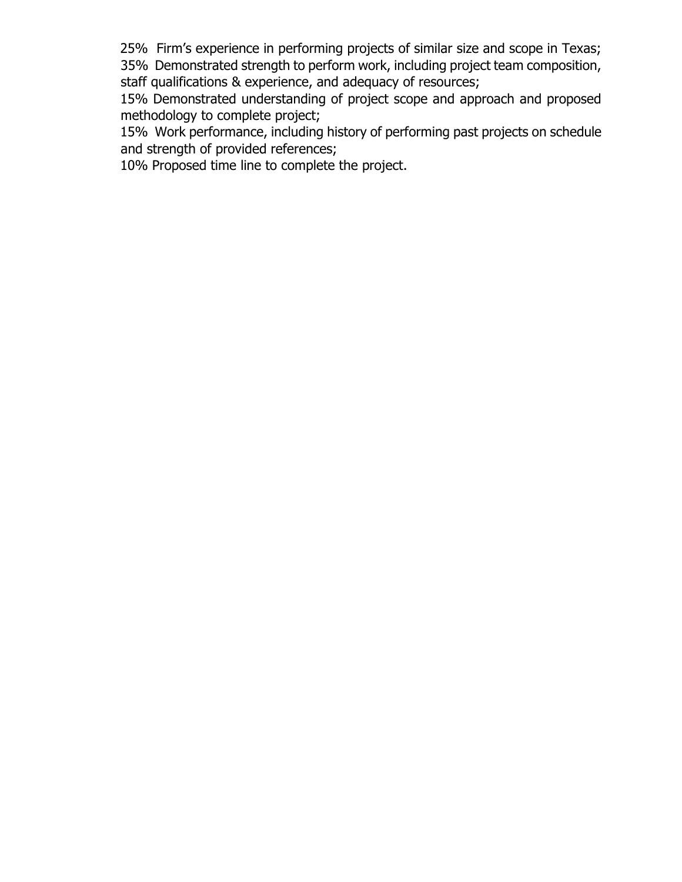25% Firm's experience in performing projects of similar size and scope in Texas;
35% Demonstrated strength to perform work, including project team composition, staff qualifications & experience, and adequacy of resources;
15% Demonstrated understanding of project scope and approach and proposed methodology to complete project;
15% Work performance, including history of performing past projects on schedule and strength of provided references;
10% Proposed time line to complete the project.